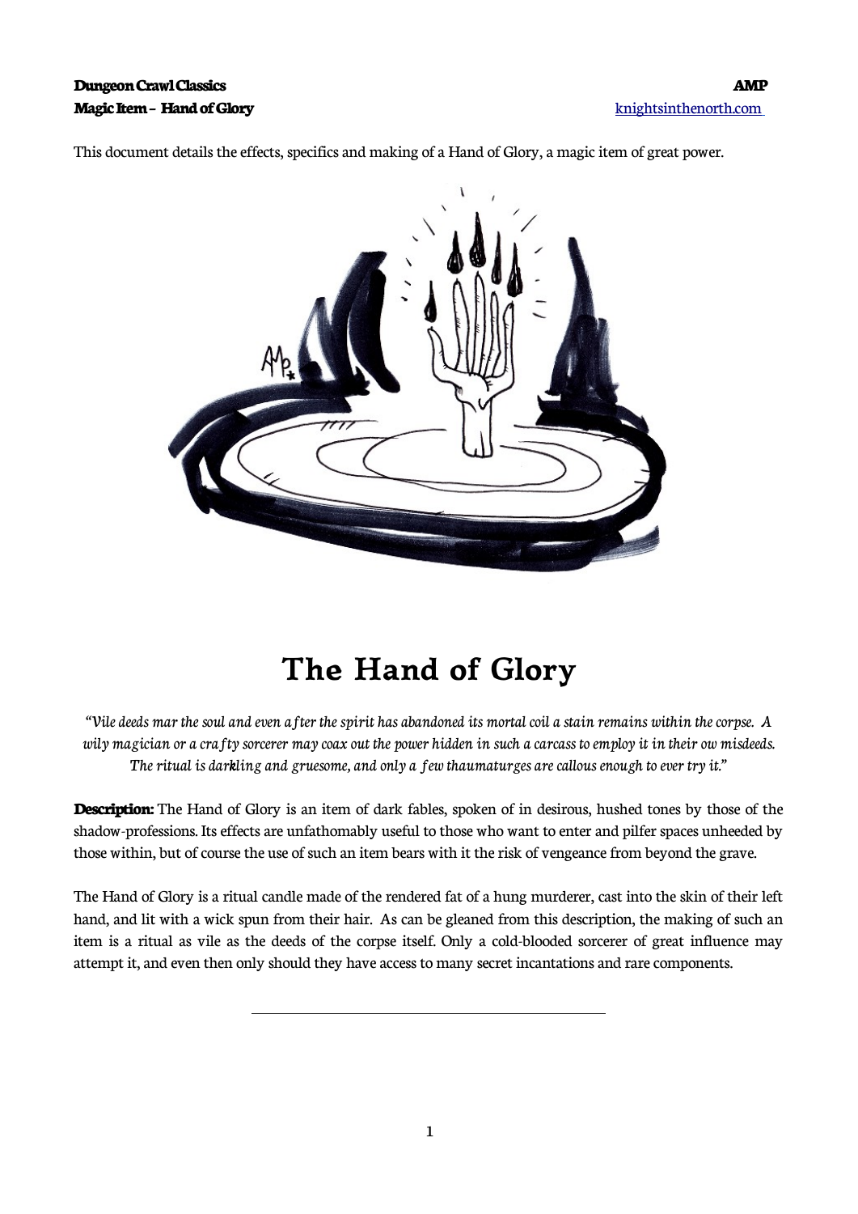This document details the effects, specifics and making of a Hand of Glory, a magic item of great power.

# The Hand of Glory

*"Vile deeds mar the soul and even after the spirit has abandoned its mortal coil a stain remains within the corpse. A wily magician or a crafty sorcerer may coax out the power hidden in such a carcass to employ it in their ow misdeeds. The ritual is darkling and gruesome, and only a few thaumaturges are callous enough to ever try it."*

**Description:** The Hand of Glory is an item of dark fables, spoken of in desirous, hushed tones by those of the shadow-professions. Its effects are unfathomably useful to those who want to enter and pilfer spaces unheeded by those within, but of course the use of such an item bears with it the risk of vengeance from beyond the grave.

The Hand of Glory is a ritual candle made of the rendered fat of a hung murderer, cast into the skin of their left hand, and lit with a wick spun from their hair. As can be gleaned from this description, the making of such an item is a ritual as vile as the deeds of the corpse itself. Only a cold-blooded sorcerer of great influence may attempt it, and even then only should they have access to many secret incantations and rare components.

---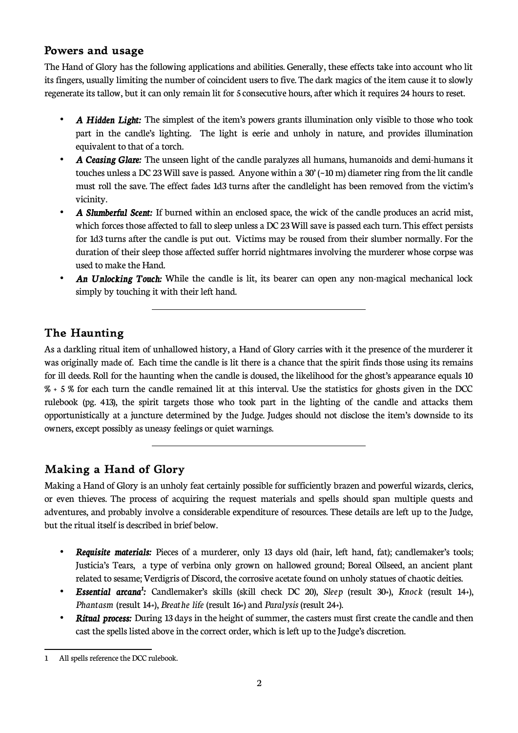## Powers and usage

The Hand of Glory has the following applications and abilities. Generally, these effects take into account who lit its fingers, usually limiting the number of coincident users to five. The dark magics of the item cause it to slowly regenerate its tallow, but it can only remain lit for 5 consecutive hours, after which it requires 24 hours to reset.

- ***A Hidden Light:*** The simplest of the item's powers grants illumination only visible to those who took part in the candle's lighting. The light is eerie and unholy in nature, and provides illumination equivalent to that of a torch.
- ***A Ceasing Glare:*** The unseen light of the candle paralyzes all humans, humanoids and demi-humans it touches unless a DC 23 Will save is passed. Anyone within a 30' (~10 m) diameter ring from the lit candle must roll the save. The effect fades 1d3 turns after the candlelight has been removed from the victim's vicinity.
- ***A Slumberful Scent:*** If burned within an enclosed space, the wick of the candle produces an acrid mist, which forces those affected to fall to sleep unless a DC 23 Will save is passed each turn. This effect persists for 1d3 turns after the candle is put out. Victims may be roused from their slumber normally. For the duration of their sleep those affected suffer horrid nightmares involving the murderer whose corpse was used to make the Hand.
- ***An Unlocking Touch:*** While the candle is lit, its bearer can open any non-magical mechanical lock simply by touching it with their left hand.

---

## The Haunting

As a darkling ritual item of unhallowed history, a Hand of Glory carries with it the presence of the murderer it was originally made of. Each time the candle is lit there is a chance that the spirit finds those using its remains for ill deeds. Roll for the haunting when the candle is doused, the likelihood for the ghost's appearance equals 10 % + 5 % for each turn the candle remained lit at this interval. Use the statistics for ghosts given in the DCC rulebook (pg. 413), the spirit targets those who took part in the lighting of the candle and attacks them opportunistically at a juncture determined by the Judge. Judges should not disclose the item's downside to its owners, except possibly as uneasy feelings or quiet warnings.

---

## Making a Hand of Glory

Making a Hand of Glory is an unholy feat certainly possible for sufficiently brazen and powerful wizards, clerics, or even thieves. The process of acquiring the request materials and spells should span multiple quests and adventures, and probably involve a considerable expenditure of resources. These details are left up to the Judge, but the ritual itself is described in brief below.

- ***Requisite materials:*** Pieces of a murderer, only 13 days old (hair, left hand, fat); candlemaker's tools; Justicia's Tears, a type of verbina only grown on hallowed ground; Boreal Oilseed, an ancient plant related to sesame; Verdigris of Discord, the corrosive acetate found on unholy statues of chaotic deities.
- ***Essential arcana[1]:*** Candlemaker's skills (skill check DC 20), *Sleep* (result 30+), *Knock* (result 14+), *Phantasm* (result 14+), *Breathe life* (result 16+) and *Paralysis* (result 24+).
- ***Ritual process:*** During 13 days in the height of summer, the casters must first create the candle and then cast the spells listed above in the correct order, which is left up to the Judge's discretion.

---

1 All spells reference the DCC rulebook.